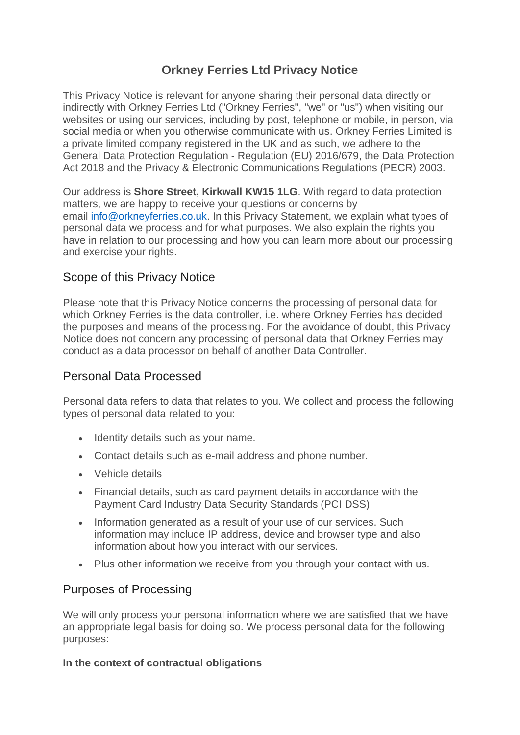# Orkney Ferries Ltd Privacy Notice

This Privacy Notice is relevant for anyone sharing their personal data directly or indirectly with Orkney Ferries Ltd ("Orkney Ferries", "we" or "us") when visiting our websites or using our services, including by post, telephone or mobile, in person, via social media or when you otherwise communicate with us. Orkney Ferries Limited is a private limited company registered in the UK and as such, we adhere to the General Data Protection Regulation - Regulation (EU) 2016/679, the Data Protection Act 2018 and the Privacy & Electronic Communications Regulations (PECR) 2003.

Our address is **Shore Street, Kirkwall KW15 1LG**. With regard to data protection matters, we are happy to receive your questions or concerns by email [info@orkneyferries.co.uk](mailto:info@orkneyferries.co.uk). In this Privacy Statement, we explain what types of personal data we process and for what purposes. We also explain the rights you have in relation to our processing and how you can learn more about our processing and exercise your rights.

## Scope of this Privacy Notice

Please note that this Privacy Notice concerns the processing of personal data for which Orkney Ferries is the data controller, i.e. where Orkney Ferries has decided the purposes and means of the processing. For the avoidance of doubt, this Privacy Notice does not concern any processing of personal data that Orkney Ferries may conduct as a data processor on behalf of another Data Controller.

## Personal Data Processed

Personal data refers to data that relates to you. We collect and process the following types of personal data related to you:

- Identity details such as your name.
- Contact details such as e-mail address and phone number.
- Vehicle details
- Financial details, such as card payment details in accordance with the Payment Card Industry Data Security Standards (PCI DSS)
- Information generated as a result of your use of our services. Such information may include IP address, device and browser type and also information about how you interact with our services.
- Plus other information we receive from you through your contact with us.

## Purposes of Processing

We will only process your personal information where we are satisfied that we have an appropriate legal basis for doing so. We process personal data for the following purposes:

**In the context of contractual obligations**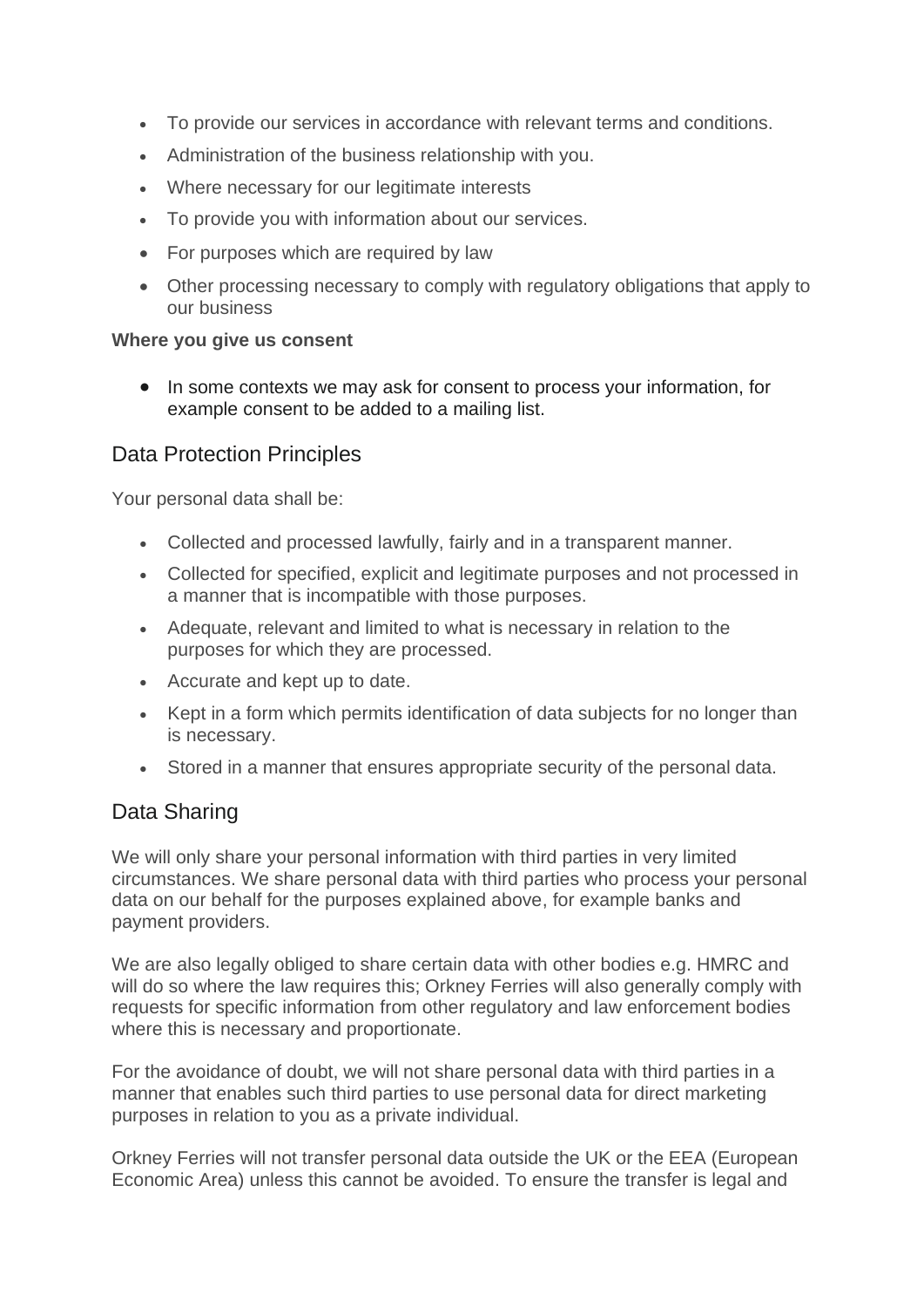- To provide our services in accordance with relevant terms and conditions.
- Administration of the business relationship with you.
- Where necessary for our legitimate interests
- To provide you with information about our services.
- For purposes which are required by law
- Other processing necessary to comply with regulatory obligations that apply to our business

**Where you give us consent**

- In some contexts we may ask for consent to process your information, for example consent to be added to a mailing list.

## Data Protection Principles

Your personal data shall be:

- Collected and processed lawfully, fairly and in a transparent manner.
- Collected for specified, explicit and legitimate purposes and not processed in a manner that is incompatible with those purposes.
- Adequate, relevant and limited to what is necessary in relation to the purposes for which they are processed.
- Accurate and kept up to date.
- Kept in a form which permits identification of data subjects for no longer than is necessary.
- Stored in a manner that ensures appropriate security of the personal data.

## Data Sharing

We will only share your personal information with third parties in very limited circumstances. We share personal data with third parties who process your personal data on our behalf for the purposes explained above, for example banks and payment providers.

We are also legally obliged to share certain data with other bodies e.g. HMRC and will do so where the law requires this; Orkney Ferries will also generally comply with requests for specific information from other regulatory and law enforcement bodies where this is necessary and proportionate.

For the avoidance of doubt, we will not share personal data with third parties in a manner that enables such third parties to use personal data for direct marketing purposes in relation to you as a private individual.

Orkney Ferries will not transfer personal data outside the UK or the EEA (European Economic Area) unless this cannot be avoided. To ensure the transfer is legal and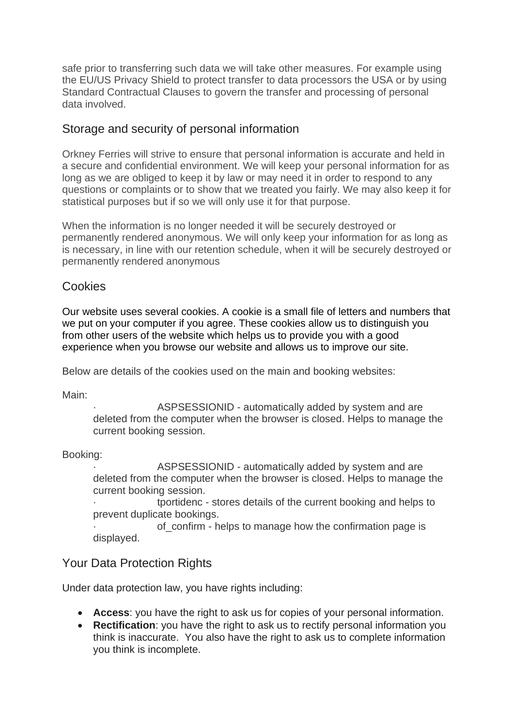safe prior to transferring such data we will take other measures. For example using the EU/US Privacy Shield to protect transfer to data processors the USA or by using Standard Contractual Clauses to govern the transfer and processing of personal data involved.

## Storage and security of personal information

Orkney Ferries will strive to ensure that personal information is accurate and held in a secure and confidential environment. We will keep your personal information for as long as we are obliged to keep it by law or may need it in order to respond to any questions or complaints or to show that we treated you fairly. We may also keep it for statistical purposes but if so we will only use it for that purpose.

When the information is no longer needed it will be securely destroyed or permanently rendered anonymous. We will only keep your information for as long as is necessary, in line with our retention schedule, when it will be securely destroyed or permanently rendered anonymous

## Cookies

Our website uses several cookies. A cookie is a small file of letters and numbers that we put on your computer if you agree. These cookies allow us to distinguish you from other users of the website which helps us to provide you with a good experience when you browse our website and allows us to improve our site.

Below are details of the cookies used on the main and booking websites:

Main:

- ASPSESSIONID - automatically added by system and are deleted from the computer when the browser is closed. Helps to manage the current booking session.

Booking:

- ASPSESSIONID - automatically added by system and are deleted from the computer when the browser is closed. Helps to manage the current booking session.
- tportidenc - stores details of the current booking and helps to prevent duplicate bookings.
- of_confirm - helps to manage how the confirmation page is displayed.

## Your Data Protection Rights

Under data protection law, you have rights including:

- **Access**: you have the right to ask us for copies of your personal information.
- **Rectification**: you have the right to ask us to rectify personal information you think is inaccurate. You also have the right to ask us to complete information you think is incomplete.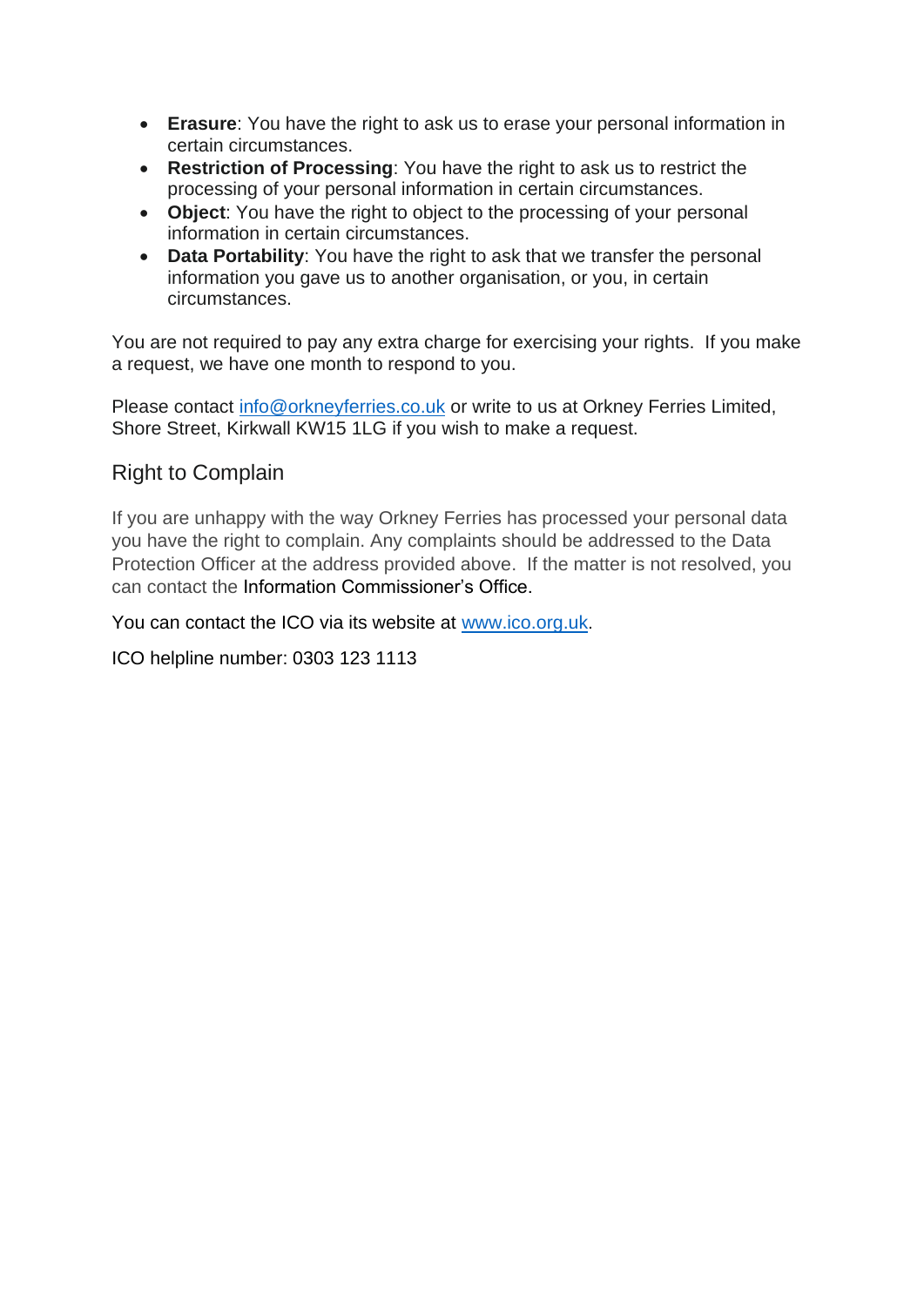- **Erasure**: You have the right to ask us to erase your personal information in certain circumstances.
- **Restriction of Processing**: You have the right to ask us to restrict the processing of your personal information in certain circumstances.
- **Object**: You have the right to object to the processing of your personal information in certain circumstances.
- **Data Portability**: You have the right to ask that we transfer the personal information you gave us to another organisation, or you, in certain circumstances.

You are not required to pay any extra charge for exercising your rights. If you make a request, we have one month to respond to you.

Please contact info@orkneyferries.co.uk or write to us at Orkney Ferries Limited, Shore Street, Kirkwall KW15 1LG if you wish to make a request.

## Right to Complain

If you are unhappy with the way Orkney Ferries has processed your personal data you have the right to complain. Any complaints should be addressed to the Data Protection Officer at the address provided above. If the matter is not resolved, you can contact the Information Commissioner's Office.

You can contact the ICO via its website at www.ico.org.uk.

ICO helpline number: 0303 123 1113